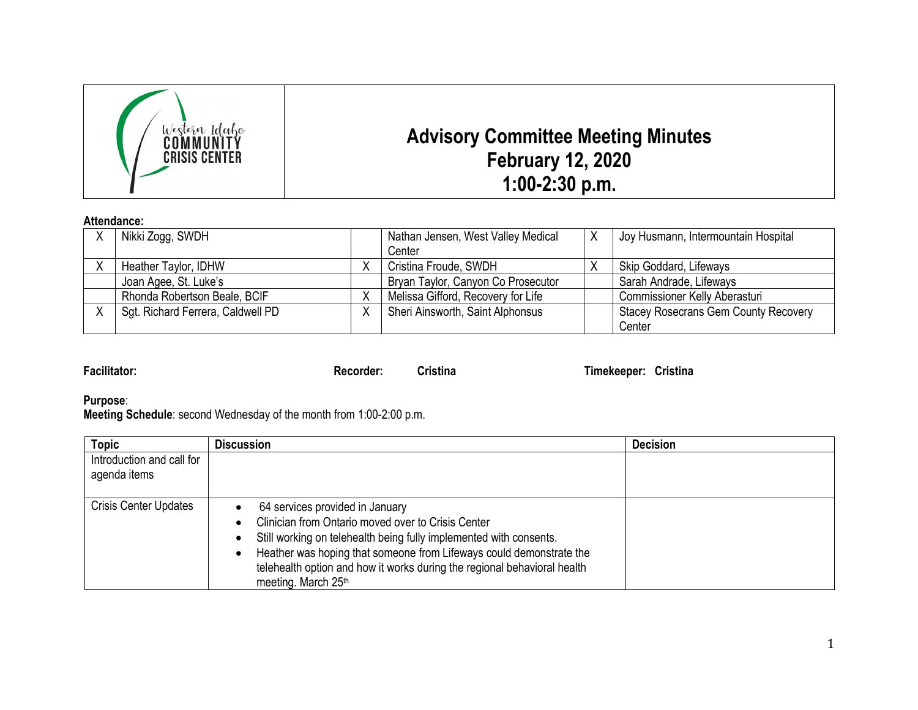Western Idaho COMMUNITY CRISIS CENTER

# Advisory Committee Meeting Minutes
## February 12, 2020
## 1:00-2:30 p.m.

**Attendance:**

| | | | | | |
|---|---|---|---|---|---|
| X | Nikki Zogg, SWDH | | Nathan Jensen, West Valley Medical Center | X | Joy Husmann, Intermountain Hospital |
| X | Heather Taylor, IDHW | X | Cristina Froude, SWDH | X | Skip Goddard, Lifeways |
| | Joan Agee, St. Luke's | | Bryan Taylor, Canyon Co Prosecutor | | Sarah Andrade, Lifeways |
| | Rhonda Robertson Beale, BCIF | X | Melissa Gifford, Recovery for Life | | Commissioner Kelly Aberasturi |
| X | Sgt. Richard Ferrera, Caldwell PD | X | Sheri Ainsworth, Saint Alphonsus | | Stacey Rosecrans Gem County Recovery Center |

**Facilitator:** **Recorder:** **Cristina** **Timekeeper:** **Cristina**

**Purpose**:
**Meeting Schedule**: second Wednesday of the month from 1:00-2:00 p.m.

| Topic | Discussion | Decision |
|---|---|---|
| Introduction and call for agenda items | | |
| Crisis Center Updates | • 64 services provided in January<br>• Clinician from Ontario moved over to Crisis Center<br>• Still working on telehealth being fully implemented with consents.<br>• Heather was hoping that someone from Lifeways could demonstrate the telehealth option and how it works during the regional behavioral health meeting. March 25th | |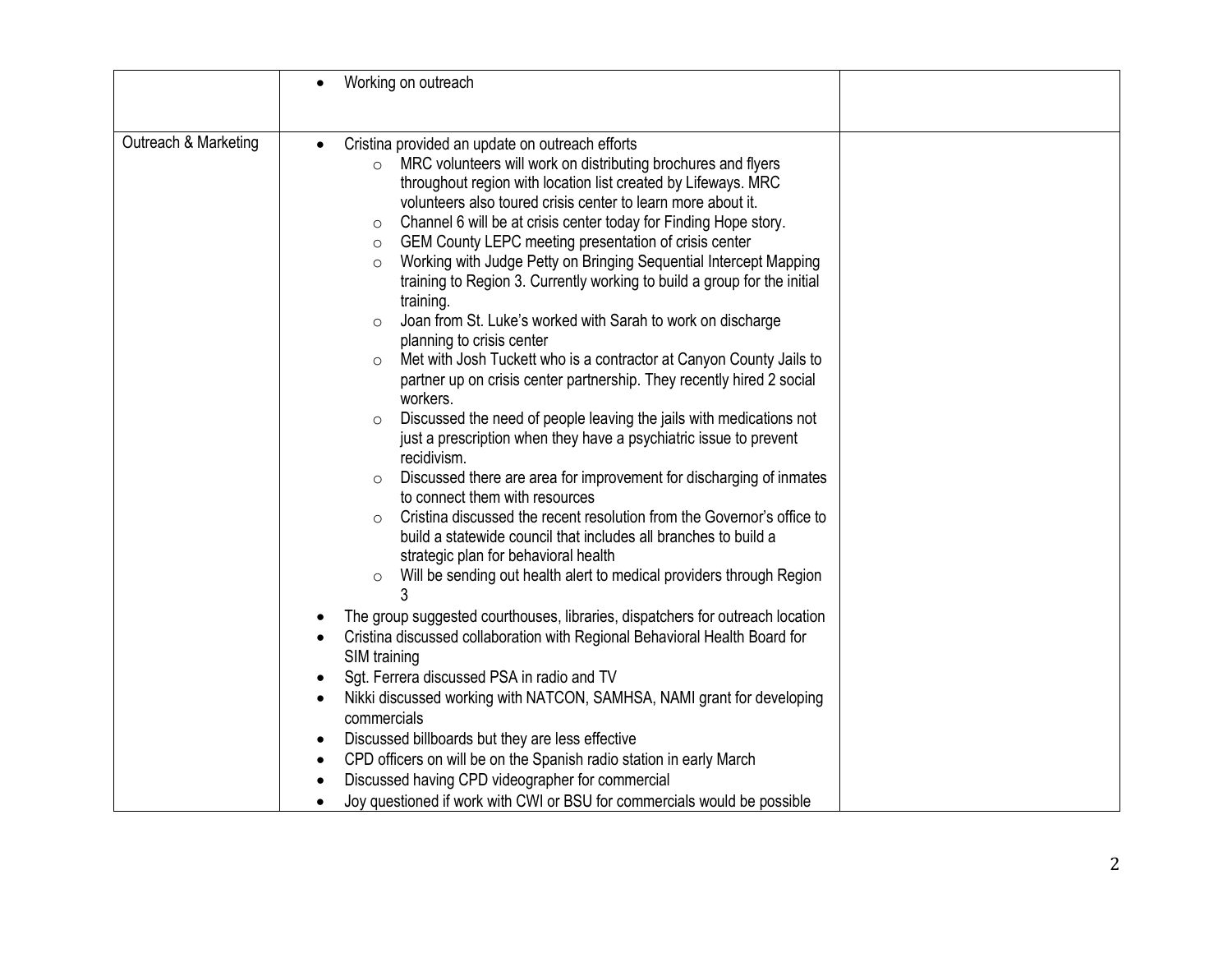| | | |
|---|---|---|
| | • Working on outreach | |
| Outreach & Marketing | • Cristina provided an update on outreach efforts<br>  ○ MRC volunteers will work on distributing brochures and flyers throughout region with location list created by Lifeways. MRC volunteers also toured crisis center to learn more about it.<br>  ○ Channel 6 will be at crisis center today for Finding Hope story.<br>  ○ GEM County LEPC meeting presentation of crisis center<br>  ○ Working with Judge Petty on Bringing Sequential Intercept Mapping training to Region 3. Currently working to build a group for the initial training.<br>  ○ Joan from St. Luke's worked with Sarah to work on discharge planning to crisis center<br>  ○ Met with Josh Tuckett who is a contractor at Canyon County Jails to partner up on crisis center partnership. They recently hired 2 social workers.<br>  ○ Discussed the need of people leaving the jails with medications not just a prescription when they have a psychiatric issue to prevent recidivism.<br>  ○ Discussed there are area for improvement for discharging of inmates to connect them with resources<br>  ○ Cristina discussed the recent resolution from the Governor's office to build a statewide council that includes all branches to build a strategic plan for behavioral health<br>  ○ Will be sending out health alert to medical providers through Region 3<br>• The group suggested courthouses, libraries, dispatchers for outreach location<br>• Cristina discussed collaboration with Regional Behavioral Health Board for SIM training<br>• Sgt. Ferrera discussed PSA in radio and TV<br>• Nikki discussed working with NATCON, SAMHSA, NAMI grant for developing commercials<br>• Discussed billboards but they are less effective<br>• CPD officers on will be on the Spanish radio station in early March<br>• Discussed having CPD videographer for commercial<br>• Joy questioned if work with CWI or BSU for commercials would be possible | |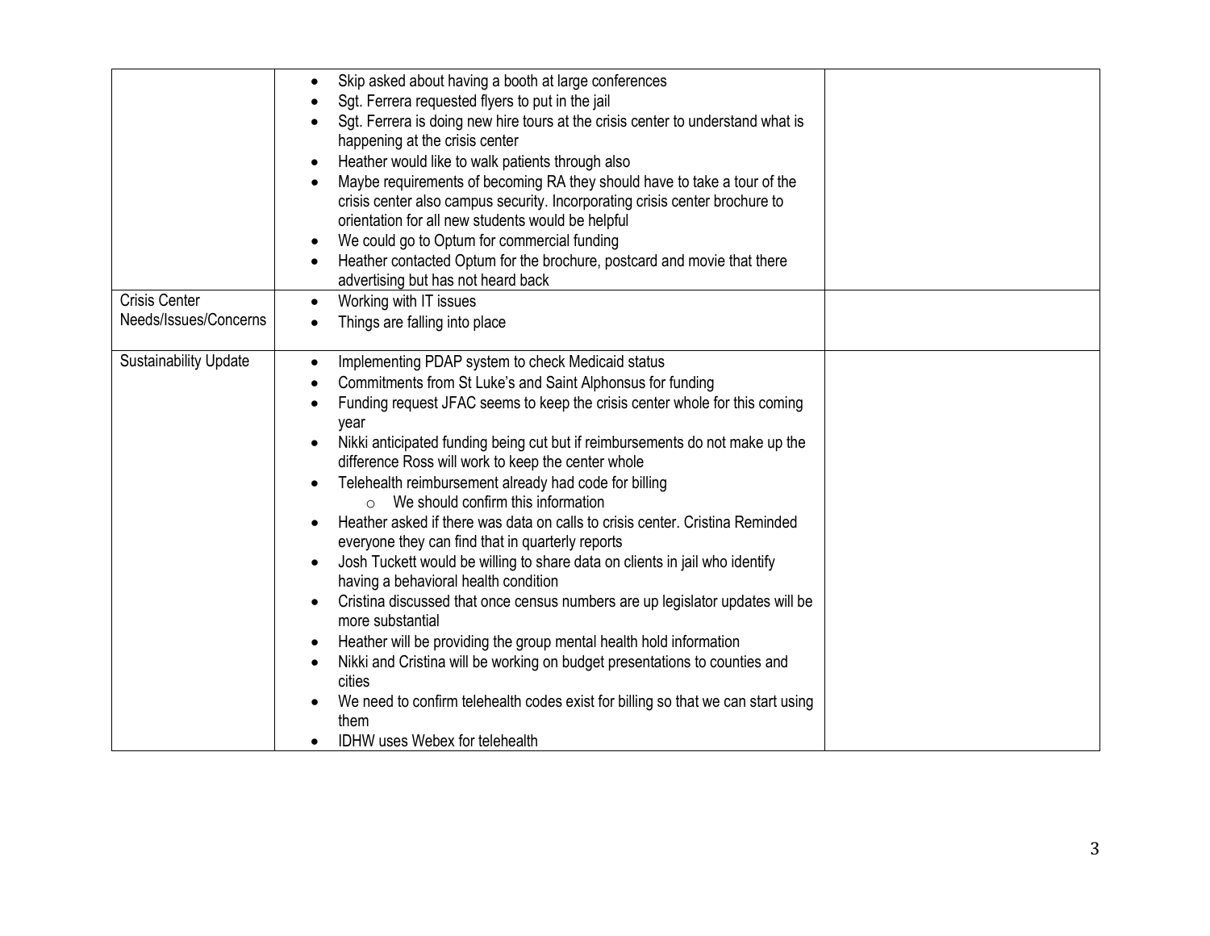| | | |
|---|---|---|
| | • Skip asked about having a booth at large conferences<br>• Sgt. Ferrera requested flyers to put in the jail<br>• Sgt. Ferrera is doing new hire tours at the crisis center to understand what is happening at the crisis center<br>• Heather would like to walk patients through also<br>• Maybe requirements of becoming RA they should have to take a tour of the crisis center also campus security. Incorporating crisis center brochure to orientation for all new students would be helpful<br>• We could go to Optum for commercial funding<br>• Heather contacted Optum for the brochure, postcard and movie that there advertising but has not heard back | |
| Crisis Center Needs/Issues/Concerns | • Working with IT issues<br>• Things are falling into place | |
| Sustainability Update | • Implementing PDAP system to check Medicaid status<br>• Commitments from St Luke's and Saint Alphonsus for funding<br>• Funding request JFAC seems to keep the crisis center whole for this coming year<br>• Nikki anticipated funding being cut but if reimbursements do not make up the difference Ross will work to keep the center whole<br>• Telehealth reimbursement already had code for billing<br>&nbsp;&nbsp;&nbsp;&nbsp;○ We should confirm this information<br>• Heather asked if there was data on calls to crisis center. Cristina Reminded everyone they can find that in quarterly reports<br>• Josh Tuckett would be willing to share data on clients in jail who identify having a behavioral health condition<br>• Cristina discussed that once census numbers are up legislator updates will be more substantial<br>• Heather will be providing the group mental health hold information<br>• Nikki and Cristina will be working on budget presentations to counties and cities<br>• We need to confirm telehealth codes exist for billing so that we can start using them<br>• IDHW uses Webex for telehealth | |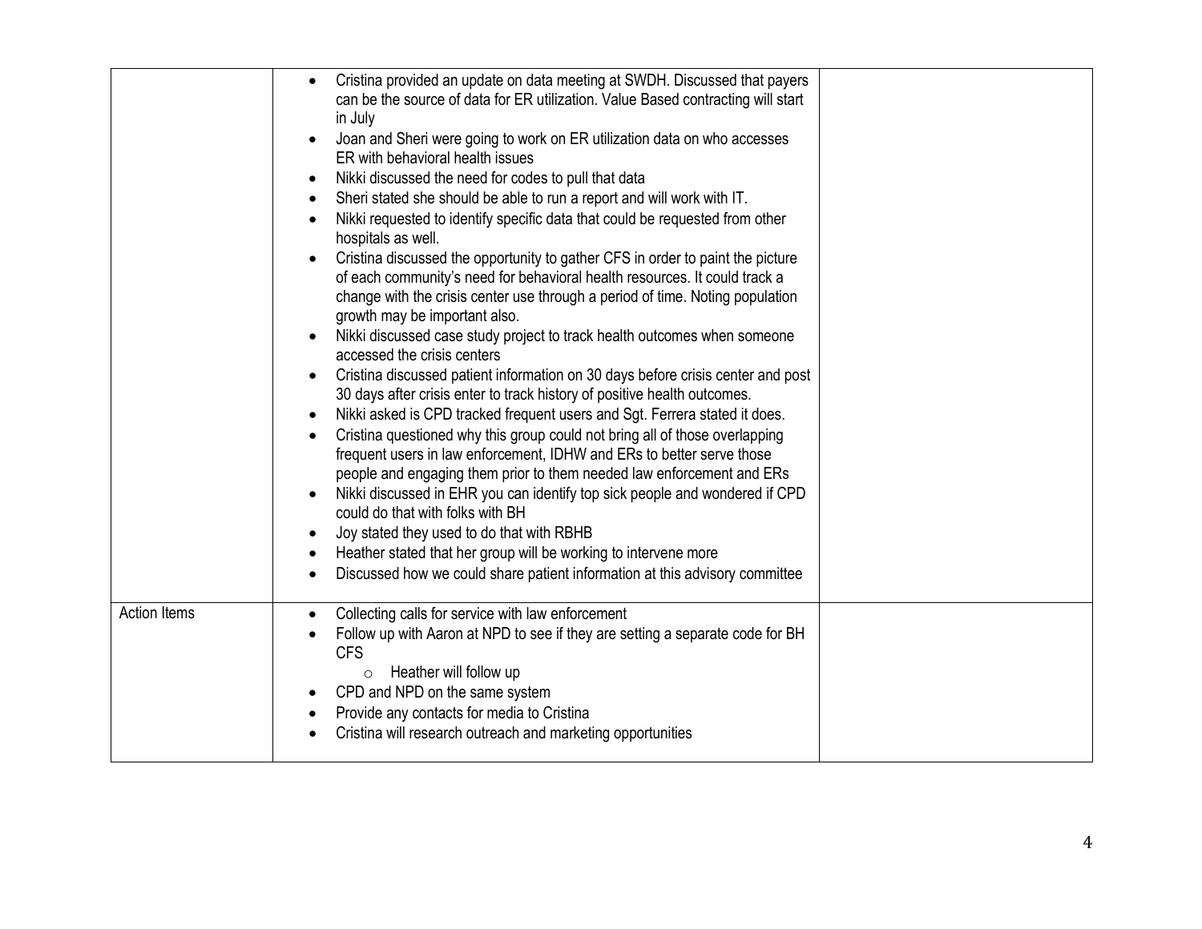| | | |
|---|---|---|
| | • Cristina provided an update on data meeting at SWDH. Discussed that payers can be the source of data for ER utilization. Value Based contracting will start in July<br>• Joan and Sheri were going to work on ER utilization data on who accesses ER with behavioral health issues<br>• Nikki discussed the need for codes to pull that data<br>• Sheri stated she should be able to run a report and will work with IT.<br>• Nikki requested to identify specific data that could be requested from other hospitals as well.<br>• Cristina discussed the opportunity to gather CFS in order to paint the picture of each community's need for behavioral health resources. It could track a change with the crisis center use through a period of time. Noting population growth may be important also.<br>• Nikki discussed case study project to track health outcomes when someone accessed the crisis centers<br>• Cristina discussed patient information on 30 days before crisis center and post 30 days after crisis enter to track history of positive health outcomes.<br>• Nikki asked is CPD tracked frequent users and Sgt. Ferrera stated it does.<br>• Cristina questioned why this group could not bring all of those overlapping frequent users in law enforcement, IDHW and ERs to better serve those people and engaging them prior to them needed law enforcement and ERs<br>• Nikki discussed in EHR you can identify top sick people and wondered if CPD could do that with folks with BH<br>• Joy stated they used to do that with RBHB<br>• Heather stated that her group will be working to intervene more<br>• Discussed how we could share patient information at this advisory committee | |
| Action Items | • Collecting calls for service with law enforcement<br>• Follow up with Aaron at NPD to see if they are setting a separate code for BH CFS<br>&nbsp;&nbsp;&nbsp;&nbsp;○ Heather will follow up<br>• CPD and NPD on the same system<br>• Provide any contacts for media to Cristina<br>• Cristina will research outreach and marketing opportunities | |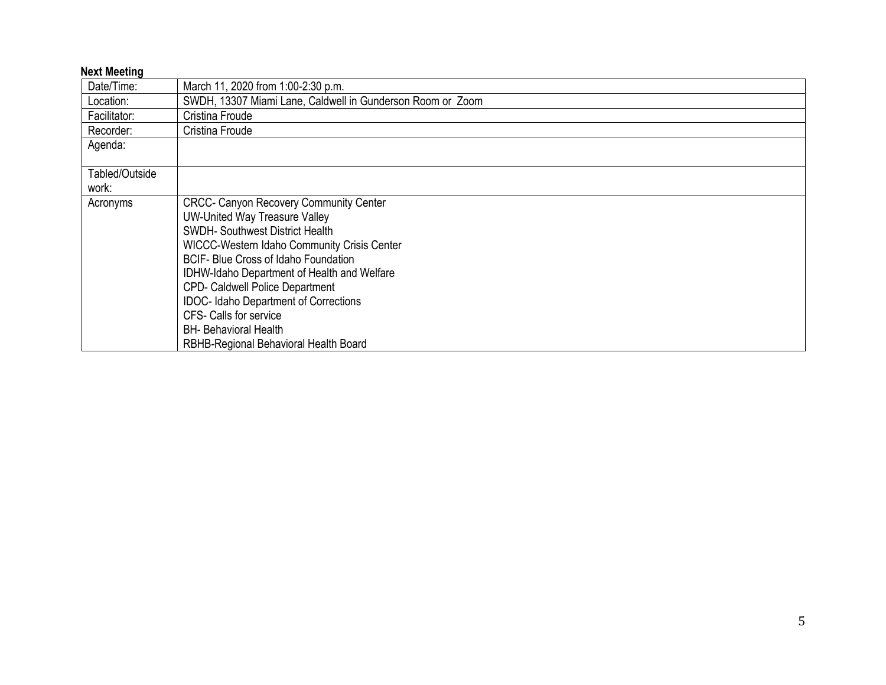**Next Meeting**

| | |
|---|---|
| Date/Time: | March 11, 2020 from 1:00-2:30 p.m. |
| Location: | SWDH, 13307 Miami Lane, Caldwell in Gunderson Room or Zoom |
| Facilitator: | Cristina Froude |
| Recorder: | Cristina Froude |
| Agenda: | |
| Tabled/Outside work: | |
| Acronyms | CRCC- Canyon Recovery Community Center<br>UW-United Way Treasure Valley<br>SWDH- Southwest District Health<br>WICCC-Western Idaho Community Crisis Center<br>BCIF- Blue Cross of Idaho Foundation<br>IDHW-Idaho Department of Health and Welfare<br>CPD- Caldwell Police Department<br>IDOC- Idaho Department of Corrections<br>CFS- Calls for service<br>BH- Behavioral Health<br>RBHB-Regional Behavioral Health Board |